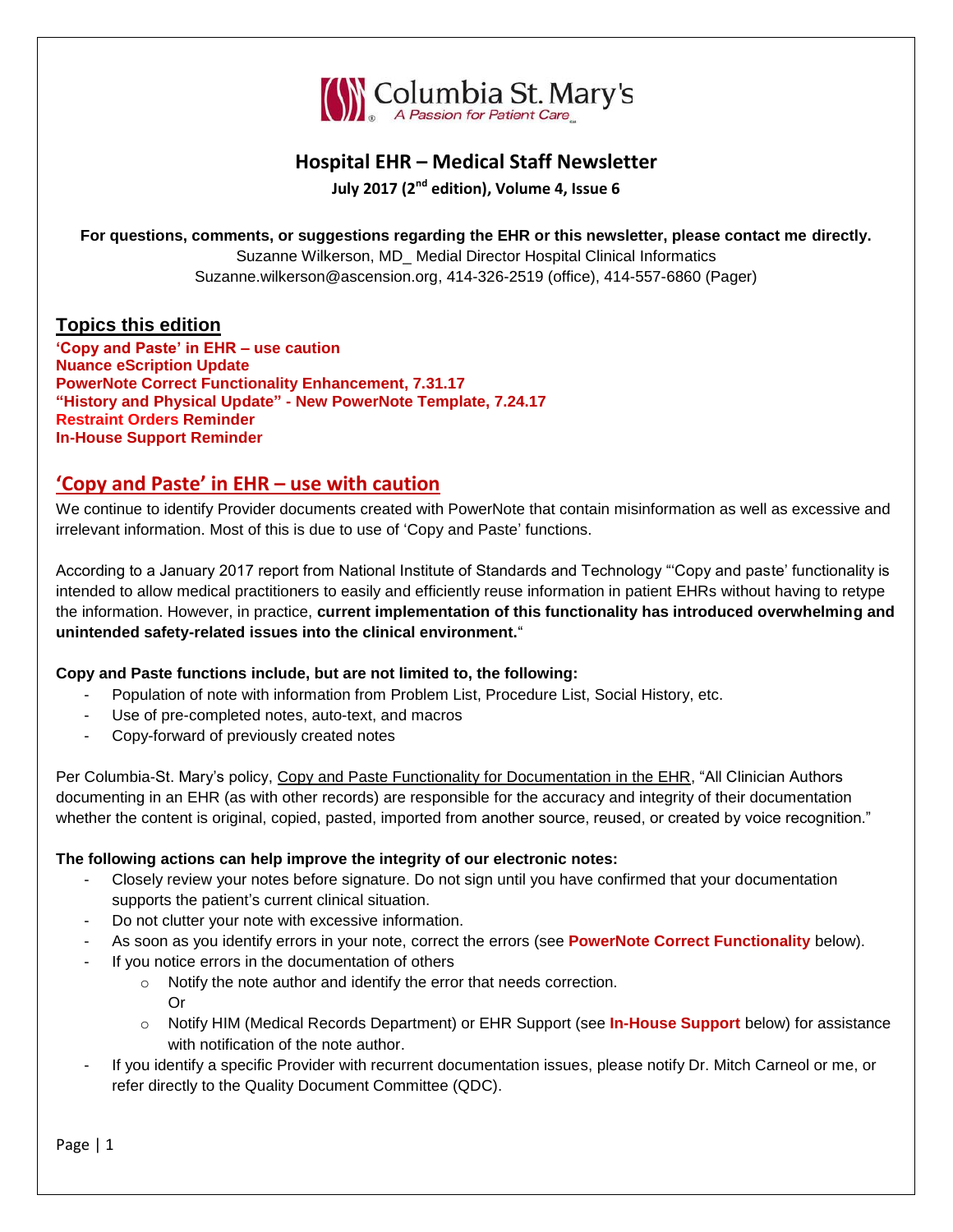Columbia St. Mary's
A Passion for Patient Care

# Hospital EHR – Medical Staff Newsletter

**July 2017 (2nd edition), Volume 4, Issue 6**

**For questions, comments, or suggestions regarding the EHR or this newsletter, please contact me directly.**
Suzanne Wilkerson, MD_ Medial Director Hospital Clinical Informatics
Suzanne.wilkerson@ascension.org, 414-326-2519 (office), 414-557-6860 (Pager)

## Topics this edition

**'Copy and Paste' in EHR – use caution**
**Nuance eScription Update**
**PowerNote Correct Functionality Enhancement, 7.31.17**
**"History and Physical Update" - New PowerNote Template, 7.24.17**
**Restraint Orders Reminder**
**In-House Support Reminder**

## 'Copy and Paste' in EHR – use with caution

We continue to identify Provider documents created with PowerNote that contain misinformation as well as excessive and irrelevant information. Most of this is due to use of 'Copy and Paste' functions.

According to a January 2017 report from National Institute of Standards and Technology "'Copy and paste' functionality is intended to allow medical practitioners to easily and efficiently reuse information in patient EHRs without having to retype the information. However, in practice, **current implementation of this functionality has introduced overwhelming and unintended safety-related issues into the clinical environment.**"

**Copy and Paste functions include, but are not limited to, the following:**

- Population of note with information from Problem List, Procedure List, Social History, etc.
- Use of pre-completed notes, auto-text, and macros
- Copy-forward of previously created notes

Per Columbia-St. Mary's policy, Copy and Paste Functionality for Documentation in the EHR, "All Clinician Authors documenting in an EHR (as with other records) are responsible for the accuracy and integrity of their documentation whether the content is original, copied, pasted, imported from another source, reused, or created by voice recognition."

**The following actions can help improve the integrity of our electronic notes:**

- Closely review your notes before signature. Do not sign until you have confirmed that your documentation supports the patient's current clinical situation.
- Do not clutter your note with excessive information.
- As soon as you identify errors in your note, correct the errors (see **PowerNote Correct Functionality** below).
- If you notice errors in the documentation of others
  - Notify the note author and identify the error that needs correction.
    Or
  - Notify HIM (Medical Records Department) or EHR Support (see **In-House Support** below) for assistance with notification of the note author.
- If you identify a specific Provider with recurrent documentation issues, please notify Dr. Mitch Carneol or me, or refer directly to the Quality Document Committee (QDC).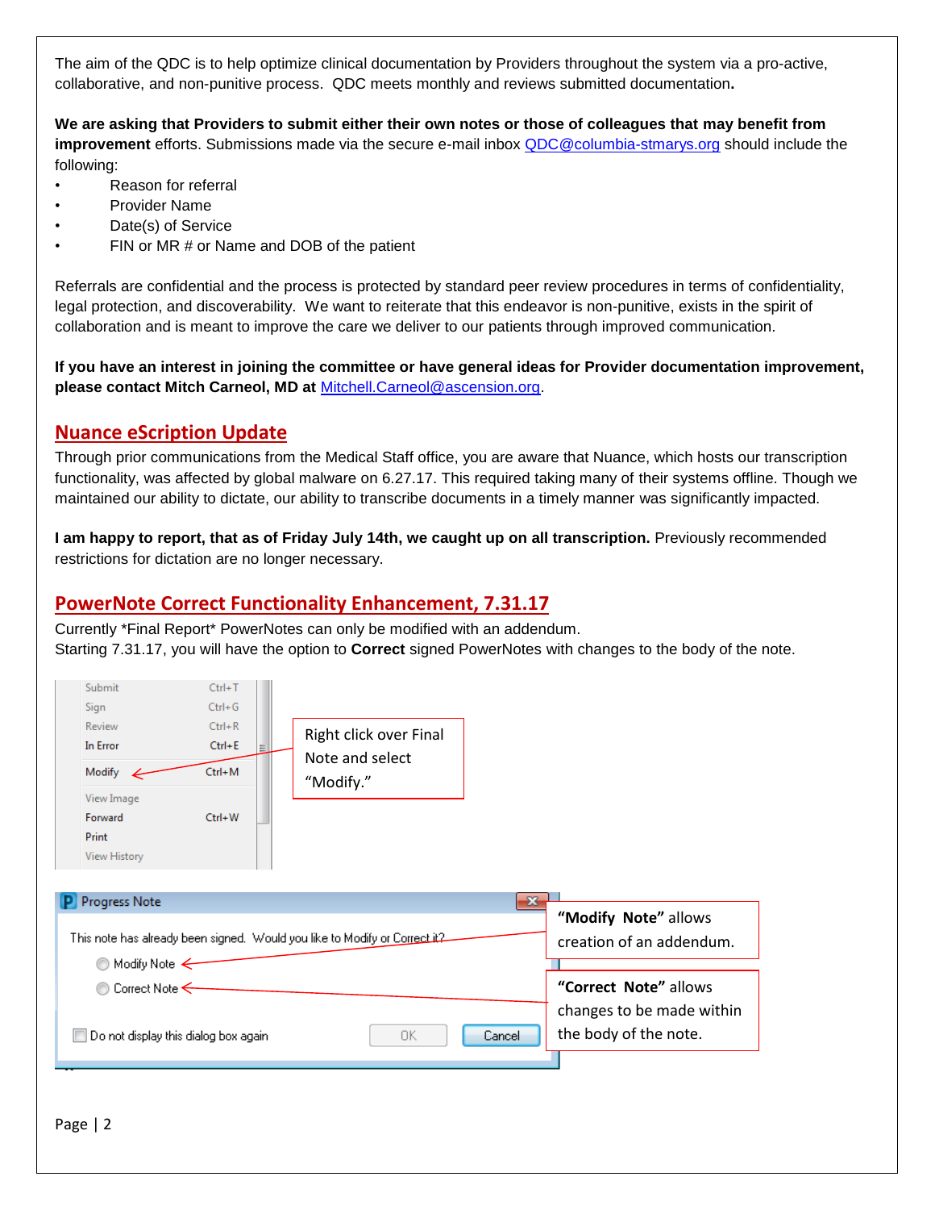The aim of the QDC is to help optimize clinical documentation by Providers throughout the system via a pro-active, collaborative, and non-punitive process. QDC meets monthly and reviews submitted documentation.

**We are asking that Providers to submit either their own notes or those of colleagues that may benefit from improvement** efforts. Submissions made via the secure e-mail inbox QDC@columbia-stmarys.org should include the following:

- Reason for referral
- Provider Name
- Date(s) of Service
- FIN or MR # or Name and DOB of the patient

Referrals are confidential and the process is protected by standard peer review procedures in terms of confidentiality, legal protection, and discoverability. We want to reiterate that this endeavor is non-punitive, exists in the spirit of collaboration and is meant to improve the care we deliver to our patients through improved communication.

**If you have an interest in joining the committee or have general ideas for Provider documentation improvement, please contact Mitch Carneol, MD at** Mitchell.Carneol@ascension.org.

## Nuance eScription Update

Through prior communications from the Medical Staff office, you are aware that Nuance, which hosts our transcription functionality, was affected by global malware on 6.27.17. This required taking many of their systems offline. Though we maintained our ability to dictate, our ability to transcribe documents in a timely manner was significantly impacted.

**I am happy to report, that as of Friday July 14th, we caught up on all transcription.** Previously recommended restrictions for dictation are no longer necessary.

## PowerNote Correct Functionality Enhancement, 7.31.17

Currently *Final Report* PowerNotes can only be modified with an addendum.
Starting 7.31.17, you will have the option to **Correct** signed PowerNotes with changes to the body of the note.

| Submit | Ctrl+T |
|---|---|
| Sign | Ctrl+G |
| Review | Ctrl+R |
| In Error | Ctrl+E |
| Modify | Ctrl+M |
| View Image | |
| Forward | Ctrl+W |
| Print | |
| View History | |

Right click over Final Note and select "Modify."

**Progress Note**

This note has already been signed. Would you like to Modify or Correct it?

- Modify Note
- Correct Note

Do not display this dialog box again — OK — Cancel

**"Modify Note"** allows creation of an addendum.

**"Correct Note"** allows changes to be made within the body of the note.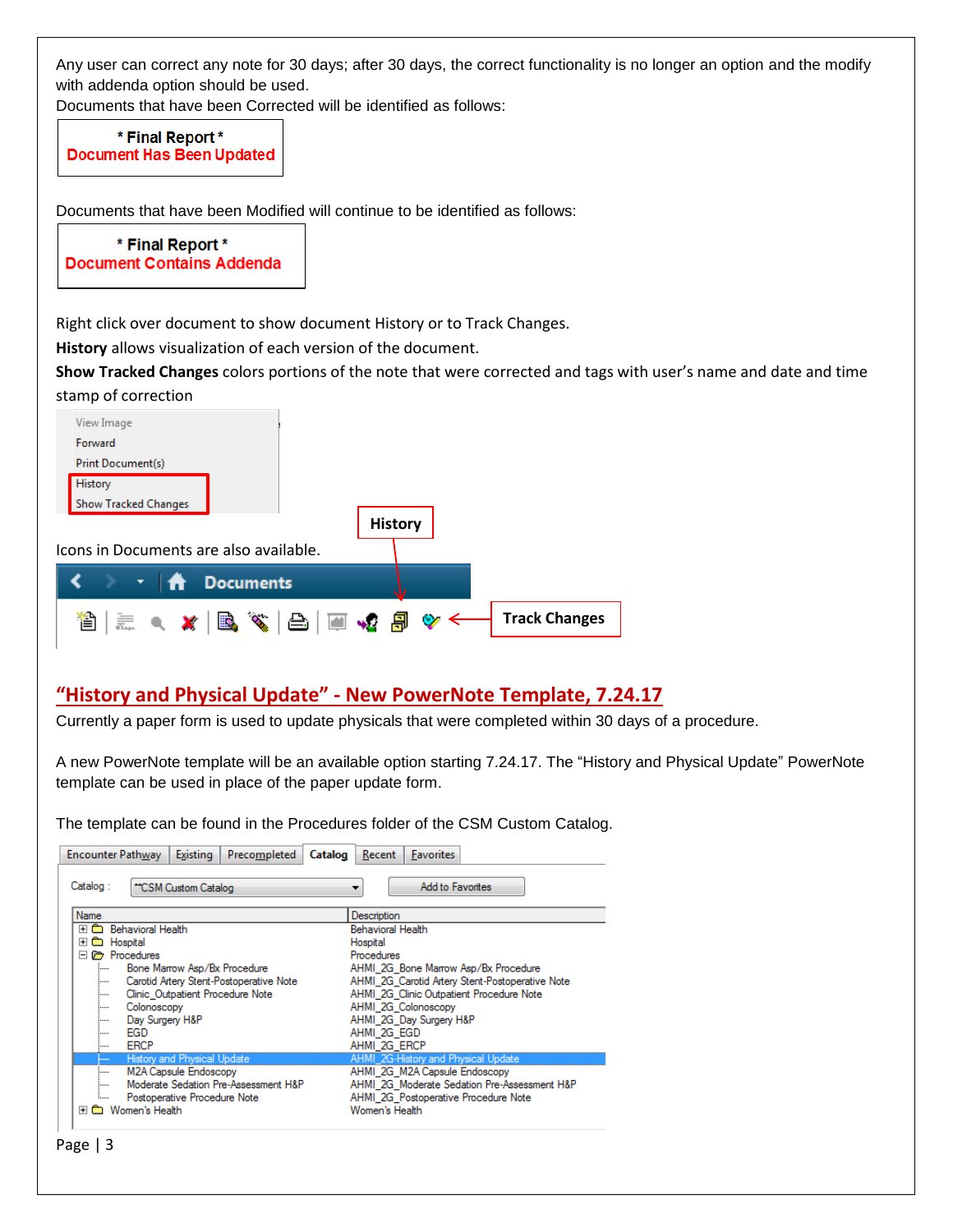Any user can correct any note for 30 days; after 30 days, the correct functionality is no longer an option and the modify with addenda option should be used.
Documents that have been Corrected will be identified as follows:

**\* Final Report \***
**Document Has Been Updated**

Documents that have been Modified will continue to be identified as follows:

**\* Final Report \***
**Document Contains Addenda**

Right click over document to show document History or to Track Changes.

**History** allows visualization of each version of the document.

**Show Tracked Changes** colors portions of the note that were corrected and tags with user's name and date and time stamp of correction

View Image
Forward
Print Document(s)
History
Show Tracked Changes

Icons in Documents are also available.

**History**

Documents

**Track Changes**

## "History and Physical Update" - New PowerNote Template, 7.24.17

Currently a paper form is used to update physicals that were completed within 30 days of a procedure.

A new PowerNote template will be an available option starting 7.24.17. The "History and Physical Update" PowerNote template can be used in place of the paper update form.

The template can be found in the Procedures folder of the CSM Custom Catalog.

Encounter Pathway | Existing | Precompleted | Catalog | Recent | Favorites

Catalog : **CSM Custom Catalog    Add to Favorites

| Name | Description |
|---|---|
| Behavioral Health | Behavioral Health |
| Hospital | Hospital |
| Procedures | Procedures |
| Bone Marrow Asp/Bx Procedure | AHMI_2G_Bone Marrow Asp/Bx Procedure |
| Carotid Artery Stent-Postoperative Note | AHMI_2G_Carotid Artery Stent-Postoperative Note |
| Clinic_Outpatient Procedure Note | AHMI_2G_Clinic Outpatient Procedure Note |
| Colonoscopy | AHMI_2G_Colonoscopy |
| Day Surgery H&P | AHMI_2G_Day Surgery H&P |
| EGD | AHMI_2G_EGD |
| ERCP | AHMI_2G_ERCP |
| History and Physical Update | AHMI_2G-History and Physical Update |
| M2A Capsule Endoscopy | AHMI_2G_M2A Capsule Endoscopy |
| Moderate Sedation Pre-Assessment H&P | AHMI_2G_Moderate Sedation Pre-Assessment H&P |
| Postoperative Procedure Note | AHMI_2G_Postoperative Procedure Note |
| Women's Health | Women's Health |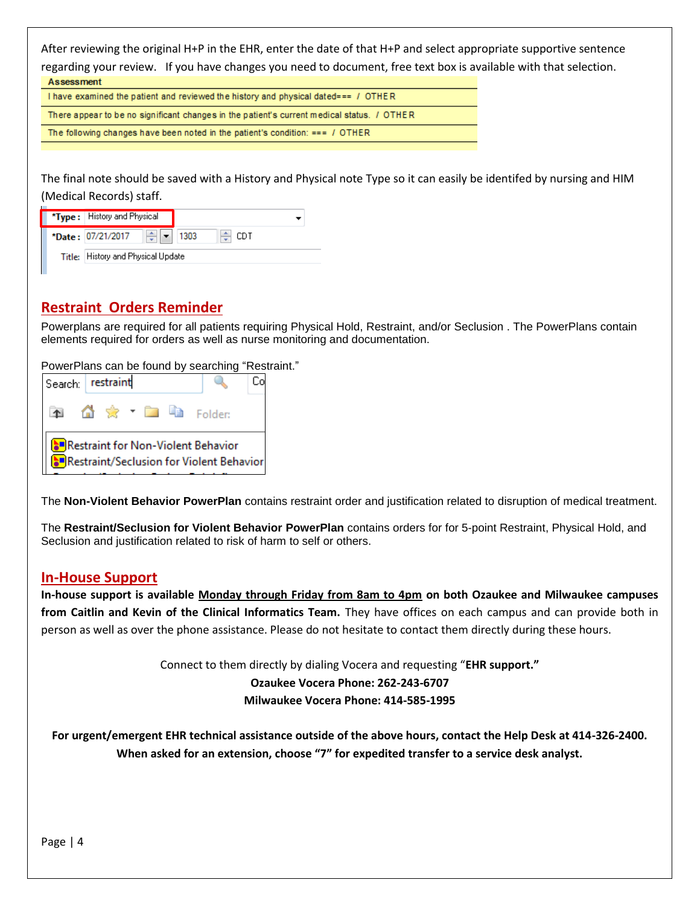After reviewing the original H+P in the EHR, enter the date of that H+P and select appropriate supportive sentence regarding your review. If you have changes you need to document, free text box is available with that selection.

| Assessment |
|---|
| I have examined the patient and reviewed the history and physical dated=== / OTHER |
| There appear to be no significant changes in the patient's current medical status. / OTHER |
| The following changes have been noted in the patient's condition: === / OTHER |

The final note should be saved with a History and Physical note Type so it can easily be identifed by nursing and HIM (Medical Records) staff.

*Type : History and Physical
*Date : 07/21/2017 1303 CDT
Title: History and Physical Update

## Restraint Orders Reminder

Powerplans are required for all patients requiring Physical Hold, Restraint, and/or Seclusion . The PowerPlans contain elements required for orders as well as nurse monitoring and documentation.

PowerPlans can be found by searching "Restraint."

Search: restraint

- Restraint for Non-Violent Behavior
- Restraint/Seclusion for Violent Behavior

The **Non-Violent Behavior PowerPlan** contains restraint order and justification related to disruption of medical treatment.

The **Restraint/Seclusion for Violent Behavior PowerPlan** contains orders for for 5-point Restraint, Physical Hold, and Seclusion and justification related to risk of harm to self or others.

## In-House Support

**In-house support is available Monday through Friday from 8am to 4pm on both Ozaukee and Milwaukee campuses from Caitlin and Kevin of the Clinical Informatics Team.** They have offices on each campus and can provide both in person as well as over the phone assistance. Please do not hesitate to contact them directly during these hours.

Connect to them directly by dialing Vocera and requesting "**EHR support."**
**Ozaukee Vocera Phone: 262-243-6707**
**Milwaukee Vocera Phone: 414-585-1995**

**For urgent/emergent EHR technical assistance outside of the above hours, contact the Help Desk at 414-326-2400. When asked for an extension, choose "7" for expedited transfer to a service desk analyst.**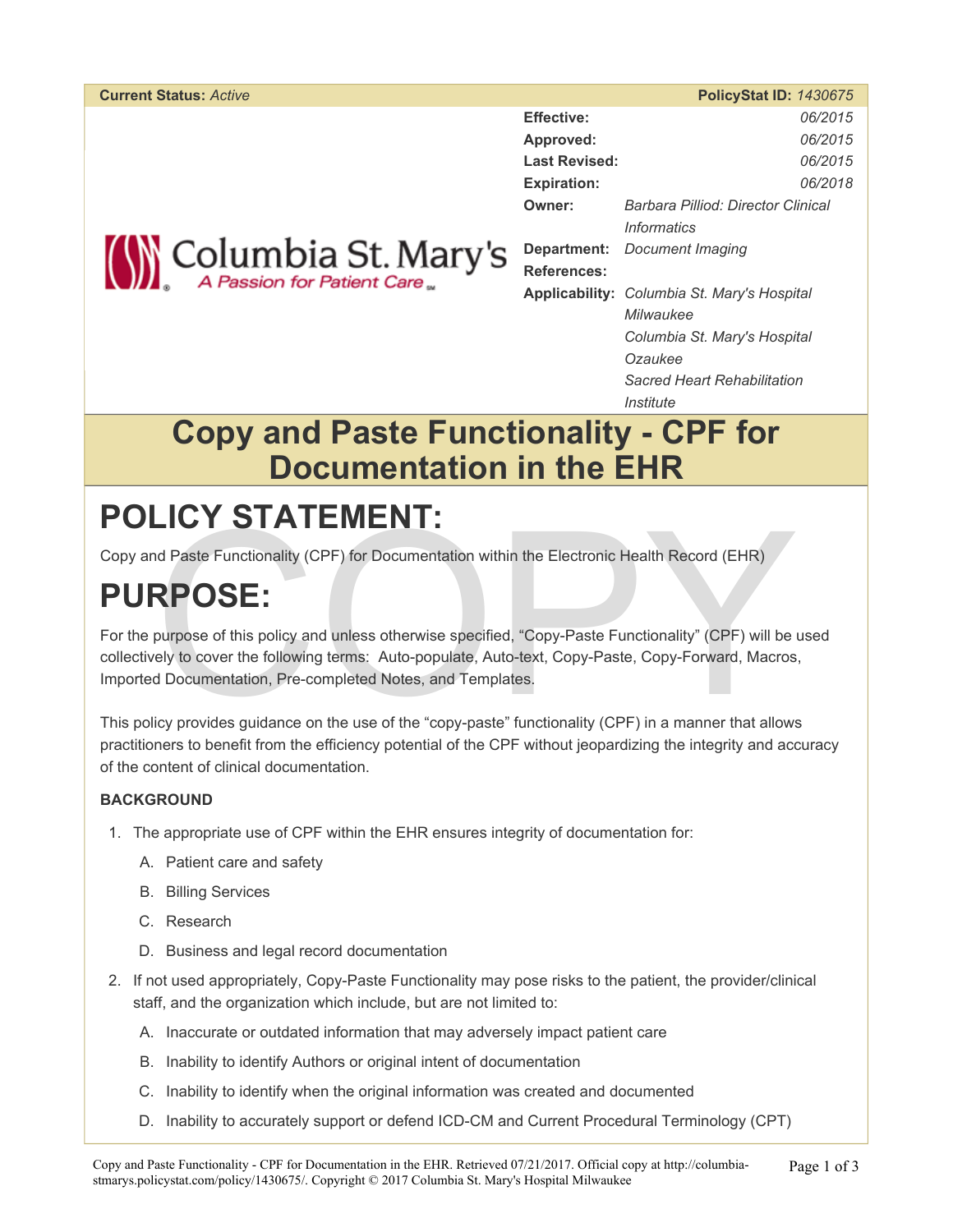| Current Status: *Active* | PolicyStat ID: *1430675* |
| --- | --- |

| | |
| --- | --- |
| **Effective:** | *06/2015* |
| **Approved:** | *06/2015* |
| **Last Revised:** | *06/2015* |
| **Expiration:** | *06/2018* |
| **Owner:** | *Barbara Pilliod: Director Clinical Informatics* |
| **Department:** | *Document Imaging* |
| **References:** | |
| **Applicability:** | *Columbia St. Mary's Hospital Milwaukee*<br>*Columbia St. Mary's Hospital Ozaukee*<br>*Sacred Heart Rehabilitation Institute* |

Columbia St. Mary's
*A Passion for Patient Care*

# Copy and Paste Functionality - CPF for Documentation in the EHR

# POLICY STATEMENT:

Copy and Paste Functionality (CPF) for Documentation within the Electronic Health Record (EHR)

# PURPOSE:

For the purpose of this policy and unless otherwise specified, "Copy-Paste Functionality" (CPF) will be used collectively to cover the following terms: Auto-populate, Auto-text, Copy-Paste, Copy-Forward, Macros, Imported Documentation, Pre-completed Notes, and Templates.

This policy provides guidance on the use of the "copy-paste" functionality (CPF) in a manner that allows practitioners to benefit from the efficiency potential of the CPF without jeopardizing the integrity and accuracy of the content of clinical documentation.

### BACKGROUND

1. The appropriate use of CPF within the EHR ensures integrity of documentation for:
   A. Patient care and safety
   B. Billing Services
   C. Research
   D. Business and legal record documentation
2. If not used appropriately, Copy-Paste Functionality may pose risks to the patient, the provider/clinical staff, and the organization which include, but are not limited to:
   A. Inaccurate or outdated information that may adversely impact patient care
   B. Inability to identify Authors or original intent of documentation
   C. Inability to identify when the original information was created and documented
   D. Inability to accurately support or defend ICD-CM and Current Procedural Terminology (CPT)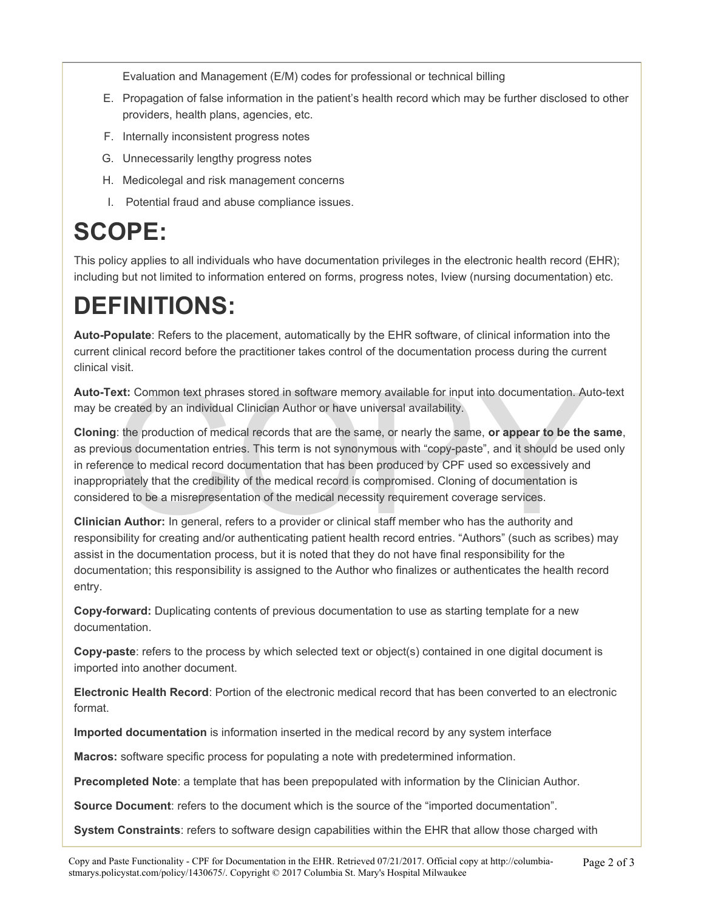Evaluation and Management (E/M) codes for professional or technical billing

E. Propagation of false information in the patient's health record which may be further disclosed to other providers, health plans, agencies, etc.

F. Internally inconsistent progress notes

G. Unnecessarily lengthy progress notes

H. Medicolegal and risk management concerns

I. Potential fraud and abuse compliance issues.

# SCOPE:

This policy applies to all individuals who have documentation privileges in the electronic health record (EHR); including but not limited to information entered on forms, progress notes, Iview (nursing documentation) etc.

# DEFINITIONS:

**Auto-Populate**: Refers to the placement, automatically by the EHR software, of clinical information into the current clinical record before the practitioner takes control of the documentation process during the current clinical visit.

**Auto-Text:** Common text phrases stored in software memory available for input into documentation. Auto-text may be created by an individual Clinician Author or have universal availability.

**Cloning**: the production of medical records that are the same, or nearly the same, **or appear to be the same**, as previous documentation entries. This term is not synonymous with "copy-paste", and it should be used only in reference to medical record documentation that has been produced by CPF used so excessively and inappropriately that the credibility of the medical record is compromised. Cloning of documentation is considered to be a misrepresentation of the medical necessity requirement coverage services.

**Clinician Author:** In general, refers to a provider or clinical staff member who has the authority and responsibility for creating and/or authenticating patient health record entries. "Authors" (such as scribes) may assist in the documentation process, but it is noted that they do not have final responsibility for the documentation; this responsibility is assigned to the Author who finalizes or authenticates the health record entry.

**Copy-forward:** Duplicating contents of previous documentation to use as starting template for a new documentation.

**Copy-paste**: refers to the process by which selected text or object(s) contained in one digital document is imported into another document.

**Electronic Health Record**: Portion of the electronic medical record that has been converted to an electronic format.

**Imported documentation** is information inserted in the medical record by any system interface

**Macros:** software specific process for populating a note with predetermined information.

**Precompleted Note**: a template that has been prepopulated with information by the Clinician Author.

**Source Document**: refers to the document which is the source of the "imported documentation".

**System Constraints**: refers to software design capabilities within the EHR that allow those charged with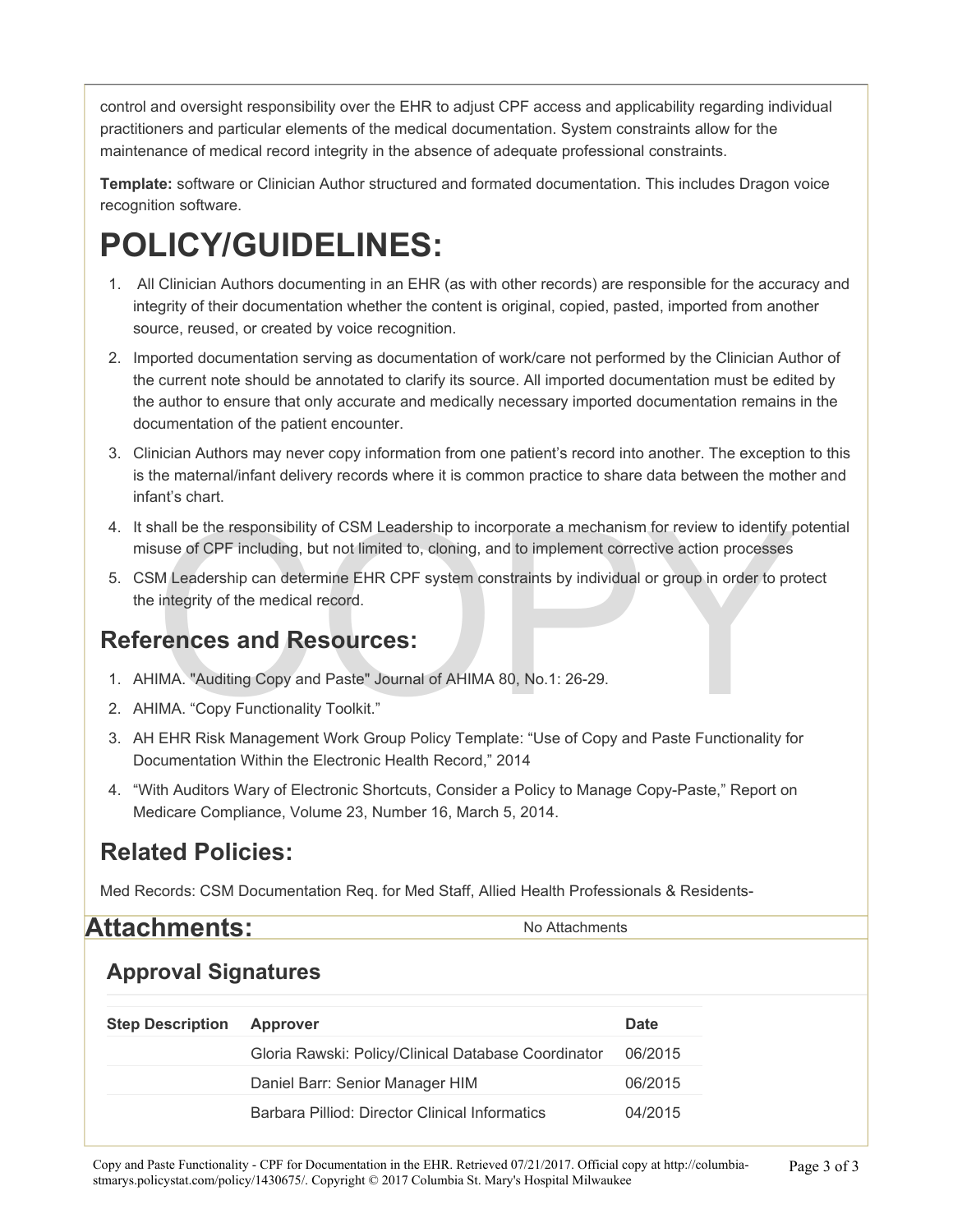control and oversight responsibility over the EHR to adjust CPF access and applicability regarding individual practitioners and particular elements of the medical documentation. System constraints allow for the maintenance of medical record integrity in the absence of adequate professional constraints.

**Template:** software or Clinician Author structured and formated documentation. This includes Dragon voice recognition software.

# POLICY/GUIDELINES:

1. All Clinician Authors documenting in an EHR (as with other records) are responsible for the accuracy and integrity of their documentation whether the content is original, copied, pasted, imported from another source, reused, or created by voice recognition.
2. Imported documentation serving as documentation of work/care not performed by the Clinician Author of the current note should be annotated to clarify its source. All imported documentation must be edited by the author to ensure that only accurate and medically necessary imported documentation remains in the documentation of the patient encounter.
3. Clinician Authors may never copy information from one patient's record into another. The exception to this is the maternal/infant delivery records where it is common practice to share data between the mother and infant's chart.
4. It shall be the responsibility of CSM Leadership to incorporate a mechanism for review to identify potential misuse of CPF including, but not limited to, cloning, and to implement corrective action processes
5. CSM Leadership can determine EHR CPF system constraints by individual or group in order to protect the integrity of the medical record.

## References and Resources:

1. AHIMA. "Auditing Copy and Paste" Journal of AHIMA 80, No.1: 26-29.
2. AHIMA. "Copy Functionality Toolkit."
3. AH EHR Risk Management Work Group Policy Template: "Use of Copy and Paste Functionality for Documentation Within the Electronic Health Record," 2014
4. "With Auditors Wary of Electronic Shortcuts, Consider a Policy to Manage Copy-Paste," Report on Medicare Compliance, Volume 23, Number 16, March 5, 2014.

## Related Policies:

Med Records: CSM Documentation Req. for Med Staff, Allied Health Professionals & Residents-

# Attachments:

No Attachments

## Approval Signatures

| Step Description | Approver | Date |
|---|---|---|
| | Gloria Rawski: Policy/Clinical Database Coordinator | 06/2015 |
| | Daniel Barr: Senior Manager HIM | 06/2015 |
| | Barbara Pilliod: Director Clinical Informatics | 04/2015 |